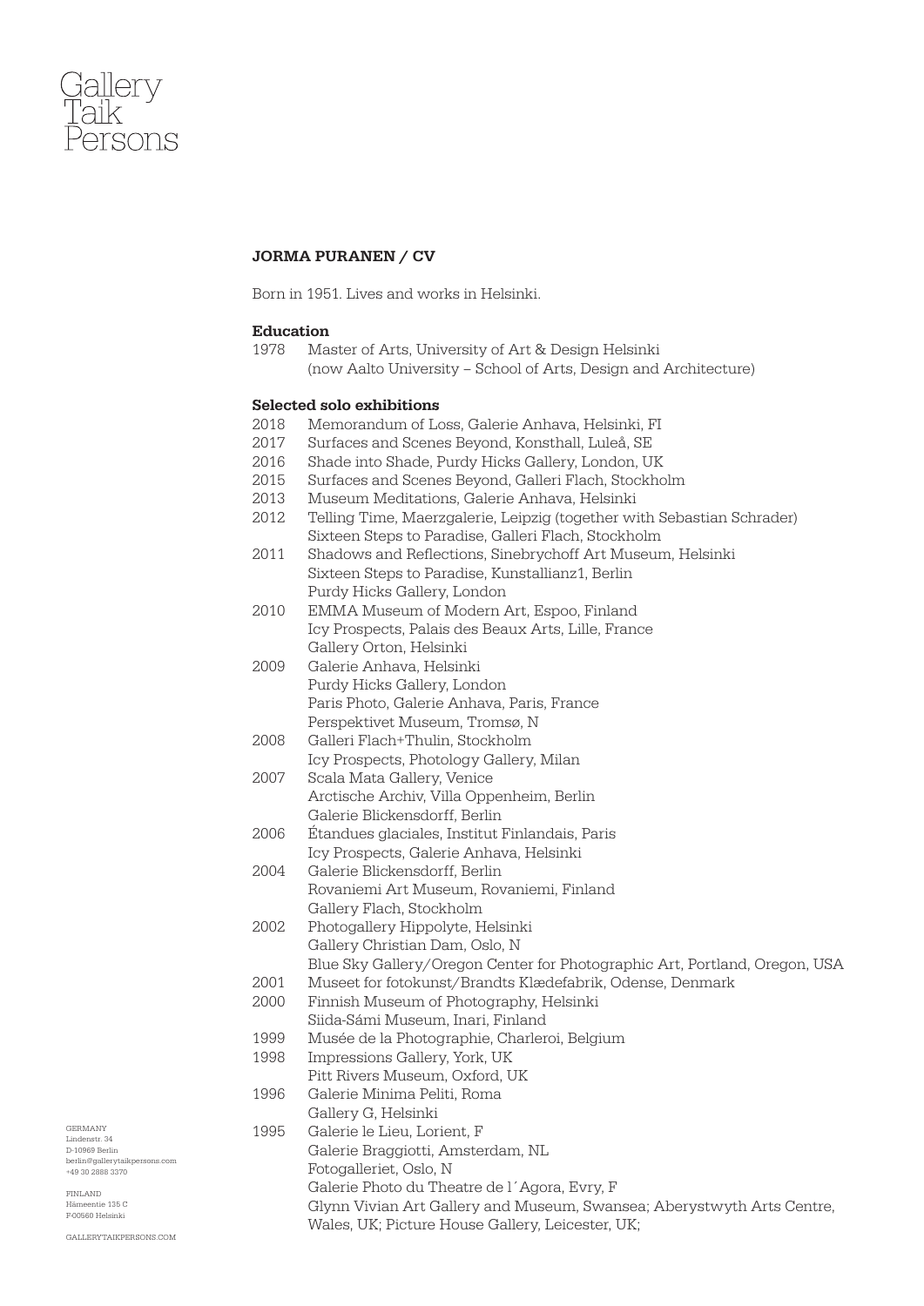Gallery
Taik
Persons

# JORMA PURANEN / CV

Born in 1951. Lives and works in Helsinki.

### Education

1978 Master of Arts, University of Art & Design Helsinki
(now Aalto University – School of Arts, Design and Architecture)

### Selected solo exhibitions

2018 Memorandum of Loss, Galerie Anhava, Helsinki, FI

2017 Surfaces and Scenes Beyond, Konsthall, Luleå, SE

2016 Shade into Shade, Purdy Hicks Gallery, London, UK

2015 Surfaces and Scenes Beyond, Galleri Flach, Stockholm

2013 Museum Meditations, Galerie Anhava, Helsinki

2012 Telling Time, Maerzgalerie, Leipzig (together with Sebastian Schrader)
Sixteen Steps to Paradise, Galleri Flach, Stockholm

2011 Shadows and Reflections, Sinebrychoff Art Museum, Helsinki
Sixteen Steps to Paradise, Kunstallianz1, Berlin
Purdy Hicks Gallery, London

2010 EMMA Museum of Modern Art, Espoo, Finland
Icy Prospects, Palais des Beaux Arts, Lille, France
Gallery Orton, Helsinki

2009 Galerie Anhava, Helsinki
Purdy Hicks Gallery, London
Paris Photo, Galerie Anhava, Paris, France
Perspektivet Museum, Tromsø, N

2008 Galleri Flach+Thulin, Stockholm
Icy Prospects, Photology Gallery, Milan

2007 Scala Mata Gallery, Venice
Arctische Archiv, Villa Oppenheim, Berlin
Galerie Blickensdorff, Berlin

2006 Étandues glaciales, Institut Finlandais, Paris
Icy Prospects, Galerie Anhava, Helsinki

2004 Galerie Blickensdorff, Berlin
Rovaniemi Art Museum, Rovaniemi, Finland
Gallery Flach, Stockholm

2002 Photogallery Hippolyte, Helsinki
Gallery Christian Dam, Oslo, N
Blue Sky Gallery/Oregon Center for Photographic Art, Portland, Oregon, USA

2001 Museet for fotokunst/Brandts Klædefabrik, Odense, Denmark

2000 Finnish Museum of Photography, Helsinki
Siida-Sámi Museum, Inari, Finland

1999 Musée de la Photographie, Charleroi, Belgium

1998 Impressions Gallery, York, UK
Pitt Rivers Museum, Oxford, UK

1996 Galerie Minima Peliti, Roma
Gallery G, Helsinki

1995 Galerie le Lieu, Lorient, F
Galerie Braggiotti, Amsterdam, NL
Fotogalleriet, Oslo, N
Galerie Photo du Theatre de l´Agora, Evry, F
Glynn Vivian Art Gallery and Museum, Swansea; Aberystwyth Arts Centre, Wales, UK; Picture House Gallery, Leicester, UK;

GERMANY
Lindenstr. 34
D-10969 Berlin
berlin@gallerytaikpersons.com
+49 30 2888 3370

FINLAND
Hämeentie 135 C
F-00560 Helsinki

GALLERYTAIKPERSONS.COM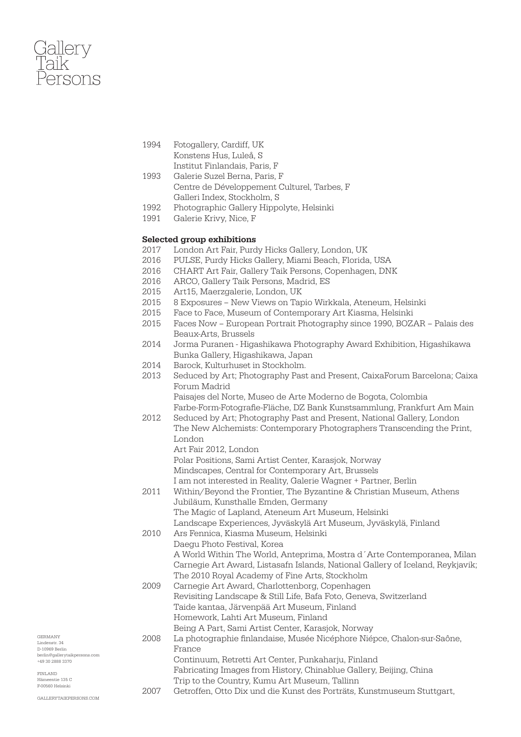1994 Fotogallery, Cardiff, UK
Konstens Hus, Luleå, S
Institut Finlandais, Paris, F

1993 Galerie Suzel Berna, Paris, F
Centre de Développement Culturel, Tarbes, F
Galleri Index, Stockholm, S

1992 Photographic Gallery Hippolyte, Helsinki

1991 Galerie Krivy, Nice, F

**Selected group exhibitions**

2017 London Art Fair, Purdy Hicks Gallery, London, UK

2016 PULSE, Purdy Hicks Gallery, Miami Beach, Florida, USA

2016 CHART Art Fair, Gallery Taik Persons, Copenhagen, DNK

2016 ARCO, Gallery Taik Persons, Madrid, ES

2015 Art15, Maerzgalerie, London, UK

2015 8 Exposures – New Views on Tapio Wirkkala, Ateneum, Helsinki

2015 Face to Face, Museum of Contemporary Art Kiasma, Helsinki

2015 Faces Now – European Portrait Photography since 1990, BOZAR – Palais des Beaux-Arts, Brussels

2014 Jorma Puranen - Higashikawa Photography Award Exhibition, Higashikawa Bunka Gallery, Higashikawa, Japan

2014 Barock, Kulturhuset in Stockholm.

2013 Seduced by Art; Photography Past and Present, CaixaForum Barcelona; Caixa Forum Madrid
Paisajes del Norte, Museo de Arte Moderno de Bogota, Colombia
Farbe-Form-Fotografie-Fläche, DZ Bank Kunstsammlung, Frankfurt Am Main

2012 Seduced by Art; Photography Past and Present, National Gallery, London
The New Alchemists: Contemporary Photographers Transcending the Print, London
Art Fair 2012, London
Polar Positions, Sami Artist Center, Karasjok, Norway
Mindscapes, Central for Contemporary Art, Brussels
I am not interested in Reality, Galerie Wagner + Partner, Berlin

2011 Within/Beyond the Frontier, The Byzantine & Christian Museum, Athens
Jubiläum, Kunsthalle Emden, Germany
The Magic of Lapland, Ateneum Art Museum, Helsinki
Landscape Experiences, Jyväskylä Art Museum, Jyväskylä, Finland

2010 Ars Fennica, Kiasma Museum, Helsinki
Daegu Photo Festival, Korea
A World Within The World, Anteprima, Mostra d´Arte Contemporanea, Milan
Carnegie Art Award, Listasafn Islands, National Gallery of Iceland, Reykjavik;
The 2010 Royal Academy of Fine Arts, Stockholm

2009 Carnegie Art Award, Charlottenborg, Copenhagen
Revisiting Landscape & Still Life, Bafa Foto, Geneva, Switzerland
Taide kantaa, Järvenpää Art Museum, Finland
Homework, Lahti Art Museum, Finland
Being A Part, Sami Artist Center, Karasjok, Norway

2008 La photographie finlandaise, Musée Nicéphore Niépce, Chalon-sur-Saône, France
Continuum, Retretti Art Center, Punkaharju, Finland
Fabricating Images from History, Chinablue Gallery, Beijing, China
Trip to the Country, Kumu Art Museum, Tallinn

2007 Getroffen, Otto Dix und die Kunst des Porträts, Kunstmuseum Stuttgart,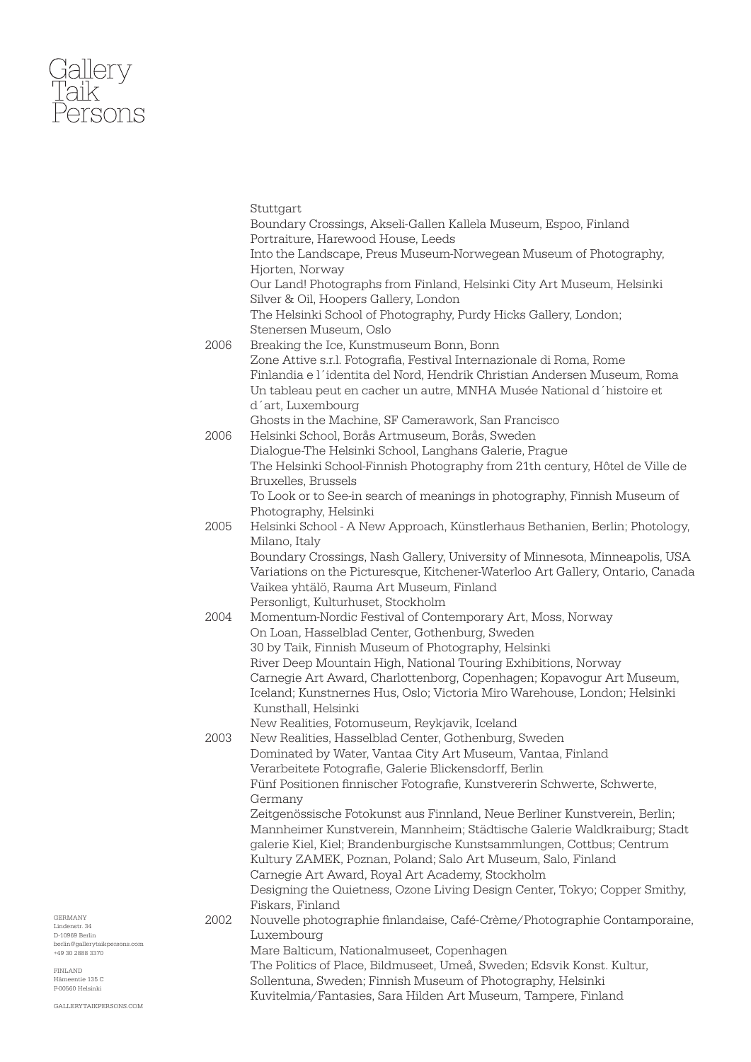Stuttgart
Boundary Crossings, Akseli-Gallen Kallela Museum, Espoo, Finland
Portraiture, Harewood House, Leeds
Into the Landscape, Preus Museum-Norwegean Museum of Photography, Hjorten, Norway
Our Land! Photographs from Finland, Helsinki City Art Museum, Helsinki
Silver & Oil, Hoopers Gallery, London
The Helsinki School of Photography, Purdy Hicks Gallery, London; Stenersen Museum, Oslo

2006 Breaking the Ice, Kunstmuseum Bonn, Bonn
Zone Attive s.r.l. Fotografia, Festival Internazionale di Roma, Rome
Finlandia e l´identita del Nord, Hendrik Christian Andersen Museum, Roma
Un tableau peut en cacher un autre, MNHA Musée National d´histoire et d´art, Luxembourg
Ghosts in the Machine, SF Camerawork, San Francisco

2006 Helsinki School, Borås Artmuseum, Borås, Sweden
Dialogue-The Helsinki School, Langhans Galerie, Prague
The Helsinki School-Finnish Photography from 21th century, Hôtel de Ville de Bruxelles, Brussels
To Look or to See-in search of meanings in photography, Finnish Museum of Photography, Helsinki

2005 Helsinki School - A New Approach, Künstlerhaus Bethanien, Berlin; Photology, Milano, Italy
Boundary Crossings, Nash Gallery, University of Minnesota, Minneapolis, USA
Variations on the Picturesque, Kitchener-Waterloo Art Gallery, Ontario, Canada
Vaikea yhtälö, Rauma Art Museum, Finland
Personligt, Kulturhuset, Stockholm

2004 Momentum-Nordic Festival of Contemporary Art, Moss, Norway
On Loan, Hasselblad Center, Gothenburg, Sweden
30 by Taik, Finnish Museum of Photography, Helsinki
River Deep Mountain High, National Touring Exhibitions, Norway
Carnegie Art Award, Charlottenborg, Copenhagen; Kopavogur Art Museum, Iceland; Kunstnernes Hus, Oslo; Victoria Miro Warehouse, London; Helsinki Kunsthall, Helsinki
New Realities, Fotomuseum, Reykjavik, Iceland

2003 New Realities, Hasselblad Center, Gothenburg, Sweden
Dominated by Water, Vantaa City Art Museum, Vantaa, Finland
Verarbeitete Fotografie, Galerie Blickensdorff, Berlin
Fünf Positionen finnischer Fotografie, Kunstvererin Schwerte, Schwerte, Germany
Zeitgenössische Fotokunst aus Finnland, Neue Berliner Kunstverein, Berlin; Mannheimer Kunstverein, Mannheim; Städtische Galerie Waldkraiburg; Stadt galerie Kiel, Kiel; Brandenburgische Kunstsammlungen, Cottbus; Centrum Kultury ZAMEK, Poznan, Poland; Salo Art Museum, Salo, Finland
Carnegie Art Award, Royal Art Academy, Stockholm
Designing the Quietness, Ozone Living Design Center, Tokyo; Copper Smithy, Fiskars, Finland

2002 Nouvelle photographie finlandaise, Café-Crème/Photographie Contamporaine, Luxembourg
Mare Balticum, Nationalmuseet, Copenhagen
The Politics of Place, Bildmuseet, Umeå, Sweden; Edsvik Konst. Kultur, Sollentuna, Sweden; Finnish Museum of Photography, Helsinki
Kuvitelmia/Fantasies, Sara Hilden Art Museum, Tampere, Finland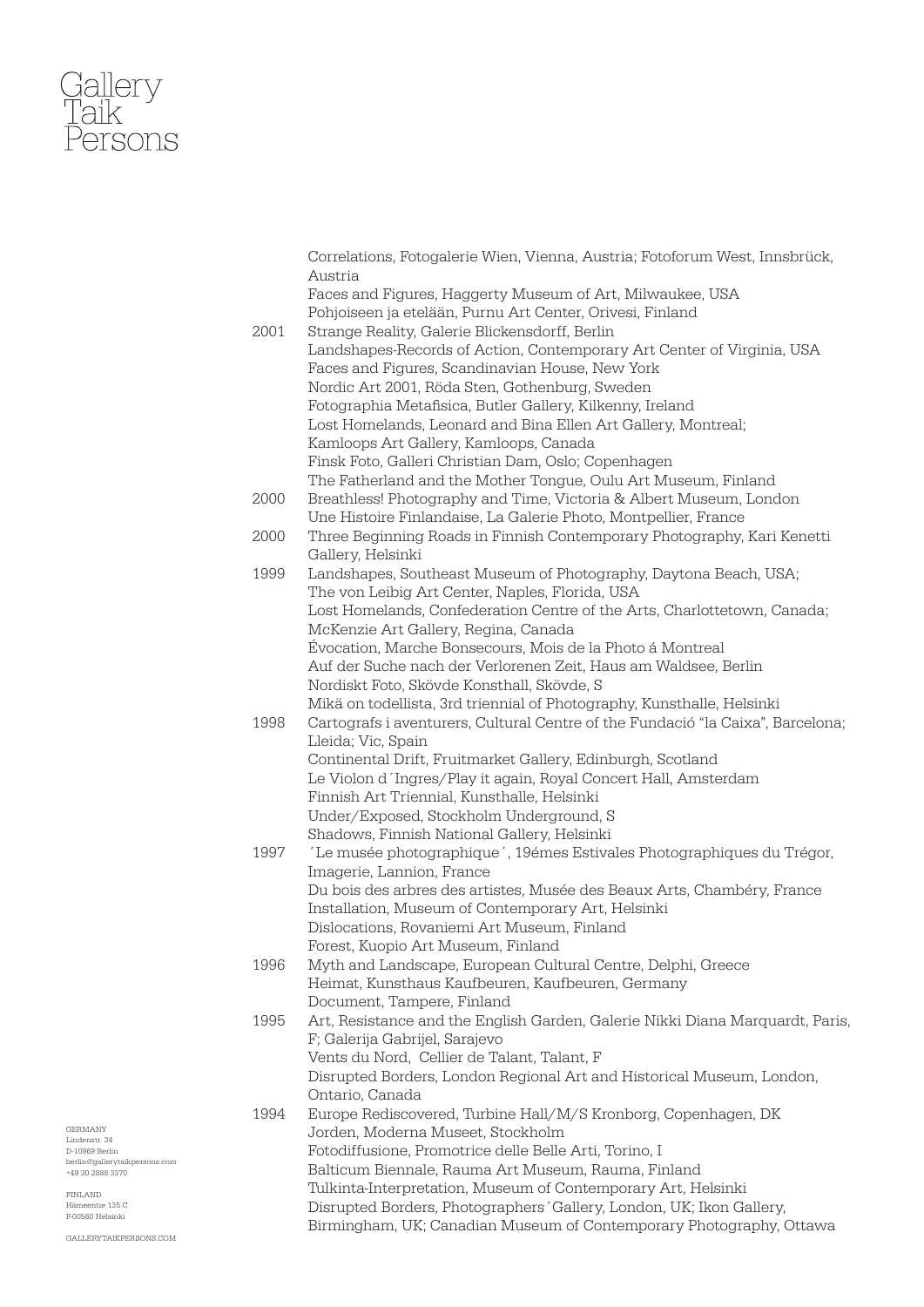Correlations, Fotogalerie Wien, Vienna, Austria; Fotoforum West, Innsbrück, Austria
Faces and Figures, Haggerty Museum of Art, Milwaukee, USA
Pohjoiseen ja etelään, Purnu Art Center, Orivesi, Finland

2001 Strange Reality, Galerie Blickensdorff, Berlin
Landshapes-Records of Action, Contemporary Art Center of Virginia, USA
Faces and Figures, Scandinavian House, New York
Nordic Art 2001, Röda Sten, Gothenburg, Sweden
Fotographia Metafisica, Butler Gallery, Kilkenny, Ireland
Lost Homelands, Leonard and Bina Ellen Art Gallery, Montreal; Kamloops Art Gallery, Kamloops, Canada
Finsk Foto, Galleri Christian Dam, Oslo; Copenhagen
The Fatherland and the Mother Tongue, Oulu Art Museum, Finland

2000 Breathless! Photography and Time, Victoria & Albert Museum, London
Une Histoire Finlandaise, La Galerie Photo, Montpellier, France

2000 Three Beginning Roads in Finnish Contemporary Photography, Kari Kenetti Gallery, Helsinki

1999 Landshapes, Southeast Museum of Photography, Daytona Beach, USA; The von Leibig Art Center, Naples, Florida, USA
Lost Homelands, Confederation Centre of the Arts, Charlottetown, Canada; McKenzie Art Gallery, Regina, Canada
Évocation, Marche Bonsecours, Mois de la Photo á Montreal
Auf der Suche nach der Verlorenen Zeit, Haus am Waldsee, Berlin
Nordiskt Foto, Skövde Konsthall, Skövde, S
Mikä on todellista, 3rd triennial of Photography, Kunsthalle, Helsinki

1998 Cartografs i aventurers, Cultural Centre of the Fundació "la Caixa", Barcelona; Lleida; Vic, Spain
Continental Drift, Fruitmarket Gallery, Edinburgh, Scotland
Le Violon d´Ingres/Play it again, Royal Concert Hall, Amsterdam
Finnish Art Triennial, Kunsthalle, Helsinki
Under/Exposed, Stockholm Underground, S
Shadows, Finnish National Gallery, Helsinki

1997 ´Le musée photographique´, 19émes Estivales Photographiques du Trégor, Imagerie, Lannion, France
Du bois des arbres des artistes, Musée des Beaux Arts, Chambéry, France
Installation, Museum of Contemporary Art, Helsinki
Dislocations, Rovaniemi Art Museum, Finland
Forest, Kuopio Art Museum, Finland

1996 Myth and Landscape, European Cultural Centre, Delphi, Greece
Heimat, Kunsthaus Kaufbeuren, Kaufbeuren, Germany
Document, Tampere, Finland

1995 Art, Resistance and the English Garden, Galerie Nikki Diana Marquardt, Paris, F; Galerija Gabrijel, Sarajevo
Vents du Nord, Cellier de Talant, Talant, F
Disrupted Borders, London Regional Art and Historical Museum, London, Ontario, Canada

1994 Europe Rediscovered, Turbine Hall/M/S Kronborg, Copenhagen, DK
Jorden, Moderna Museet, Stockholm
Fotodiffusione, Promotrice delle Belle Arti, Torino, I
Balticum Biennale, Rauma Art Museum, Rauma, Finland
Tulkinta-Interpretation, Museum of Contemporary Art, Helsinki
Disrupted Borders, Photographers´Gallery, London, UK; Ikon Gallery, Birmingham, UK; Canadian Museum of Contemporary Photography, Ottawa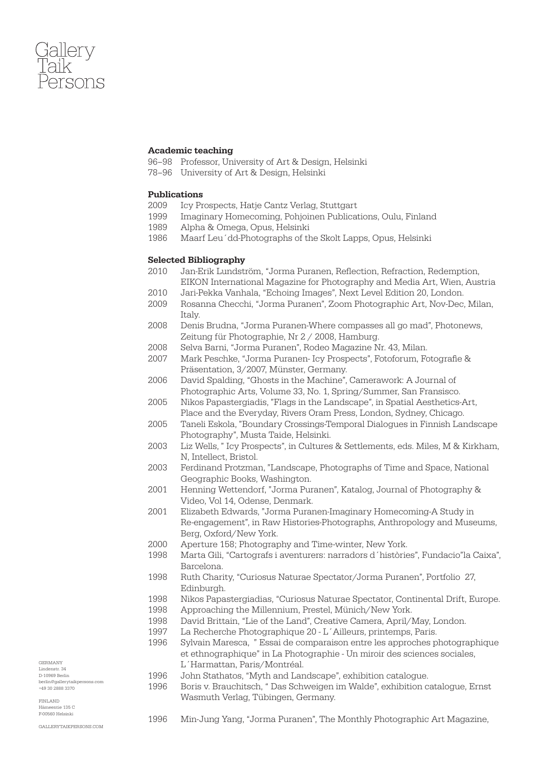**Academic teaching**

96–98 Professor, University of Art & Design, Helsinki
78–96 University of Art & Design, Helsinki

**Publications**

2009 Icy Prospects, Hatje Cantz Verlag, Stuttgart
1999 Imaginary Homecoming, Pohjoinen Publications, Oulu, Finland
1989 Alpha & Omega, Opus, Helsinki
1986 Maarf Leu´dd-Photographs of the Skolt Lapps, Opus, Helsinki

**Selected Bibliography**

2010 Jan-Erik Lundström, "Jorma Puranen, Reflection, Refraction, Redemption, EIKON International Magazine for Photography and Media Art, Wien, Austria
2010 Jari-Pekka Vanhala, "Echoing Images", Next Level Edition 20, London.
2009 Rosanna Checchi, "Jorma Puranen", Zoom Photographic Art, Nov-Dec, Milan, Italy.
2008 Denis Brudna, "Jorma Puranen-Where compasses all go mad", Photonews, Zeitung für Photographie, Nr 2 / 2008, Hamburg.
2008 Selva Barni, "Jorma Puranen", Rodeo Magazine Nr. 43, Milan.
2007 Mark Peschke, "Jorma Puranen- Icy Prospects", Fotoforum, Fotografie & Präsentation, 3/2007, Münster, Germany.
2006 David Spalding, "Ghosts in the Machine", Camerawork: A Journal of Photographic Arts, Volume 33, No. 1, Spring/Summer, San Fransisco.
2005 Nikos Papastergiadis, "Flags in the Landscape", in Spatial Aesthetics-Art, Place and the Everyday, Rivers Oram Press, London, Sydney, Chicago.
2005 Taneli Eskola, "Boundary Crossings-Temporal Dialogues in Finnish Landscape Photography", Musta Taide, Helsinki.
2003 Liz Wells, " Icy Prospects", in Cultures & Settlements, eds. Miles, M & Kirkham, N, Intellect, Bristol.
2003 Ferdinand Protzman, "Landscape, Photographs of Time and Space, National Geographic Books, Washington.
2001 Henning Wettendorf, "Jorma Puranen", Katalog, Journal of Photography & Video, Vol 14, Odense, Denmark.
2001 Elizabeth Edwards, "Jorma Puranen-Imaginary Homecoming-A Study in Re-engagement", in Raw Histories-Photographs, Anthropology and Museums, Berg, Oxford/New York.
2000 Aperture 158; Photography and Time-winter, New York.
1998 Marta Gili, "Cartografs i aventurers: narradors d´històries", Fundacio"la Caixa", Barcelona.
1998 Ruth Charity, "Curiosus Naturae Spectator/Jorma Puranen", Portfolio 27, Edinburgh.
1998 Nikos Papastergiadias, "Curiosus Naturae Spectator, Continental Drift, Europe.
1998 Approaching the Millennium, Prestel, Münich/New York.
1998 David Brittain, "Lie of the Land", Creative Camera, April/May, London.
1997 La Recherche Photographique 20 - L´Ailleurs, printemps, Paris.
1996 Sylvain Maresca, " Essai de comparaison entre les approches photographique et ethnographique" in La Photographie - Un miroir des sciences sociales, L´Harmattan, Paris/Montréal.
1996 John Stathatos, "Myth and Landscape", exhibition catalogue.
1996 Boris v. Brauchitsch, " Das Schweigen im Walde", exhibition catalogue, Ernst Wasmuth Verlag, Tübingen, Germany.

1996 Min-Jung Yang, "Jorma Puranen", The Monthly Photographic Art Magazine,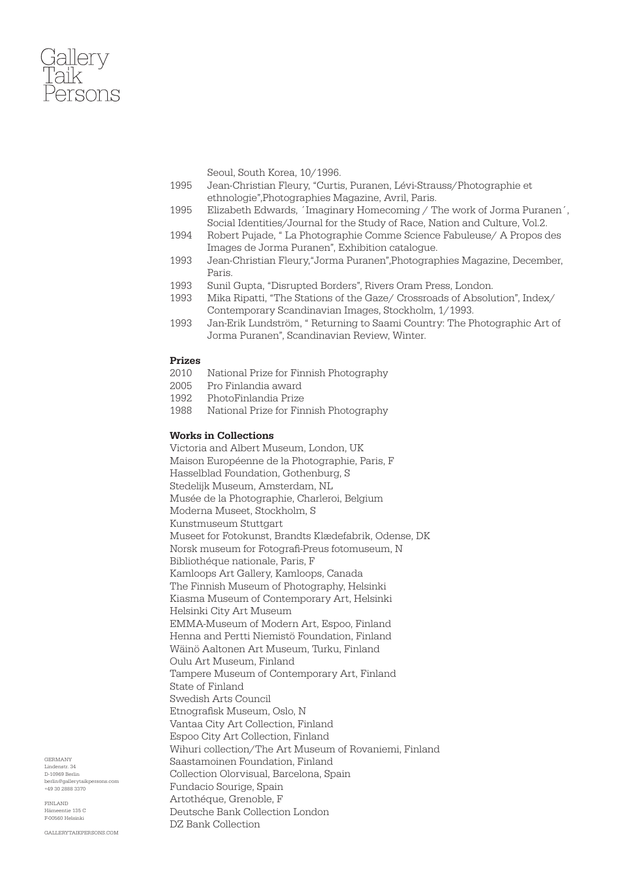Seoul, South Korea, 10/1996.

1995 Jean-Christian Fleury, “Curtis, Puranen, Lévi-Strauss/Photographie et ethnologie”,Photographies Magazine, Avril, Paris.

1995 Elizabeth Edwards, ´Imaginary Homecoming / The work of Jorma Puranen´, Social Identities/Journal for the Study of Race, Nation and Culture, Vol.2.

1994 Robert Pujade, “ La Photographie Comme Science Fabuleuse/ A Propos des Images de Jorma Puranen”, Exhibition catalogue.

1993 Jean-Christian Fleury,“Jorma Puranen”,Photographies Magazine, December, Paris.

1993 Sunil Gupta, “Disrupted Borders”, Rivers Oram Press, London.

1993 Mika Ripatti, “The Stations of the Gaze/ Crossroads of Absolution”, Index/ Contemporary Scandinavian Images, Stockholm, 1/1993.

1993 Jan-Erik Lundström, “ Returning to Saami Country: The Photographic Art of Jorma Puranen”, Scandinavian Review, Winter.

**Prizes**

2010 National Prize for Finnish Photography
2005 Pro Finlandia award
1992 PhotoFinlandia Prize
1988 National Prize for Finnish Photography

**Works in Collections**

Victoria and Albert Museum, London, UK
Maison Européenne de la Photographie, Paris, F
Hasselblad Foundation, Gothenburg, S
Stedelijk Museum, Amsterdam, NL
Musée de la Photographie, Charleroi, Belgium
Moderna Museet, Stockholm, S
Kunstmuseum Stuttgart
Museet for Fotokunst, Brandts Klædefabrik, Odense, DK
Norsk museum for Fotografi-Preus fotomuseum, N
Bibliothéque nationale, Paris, F
Kamloops Art Gallery, Kamloops, Canada
The Finnish Museum of Photography, Helsinki
Kiasma Museum of Contemporary Art, Helsinki
Helsinki City Art Museum
EMMA-Museum of Modern Art, Espoo, Finland
Henna and Pertti Niemistö Foundation, Finland
Wäinö Aaltonen Art Museum, Turku, Finland
Oulu Art Museum, Finland
Tampere Museum of Contemporary Art, Finland
State of Finland
Swedish Arts Council
Etnografisk Museum, Oslo, N
Vantaa City Art Collection, Finland
Espoo City Art Collection, Finland
Wihuri collection/The Art Museum of Rovaniemi, Finland
Saastamoinen Foundation, Finland
Collection Olorvisual, Barcelona, Spain
Fundacio Sourige, Spain
Artothéque, Grenoble, F
Deutsche Bank Collection London
DZ Bank Collection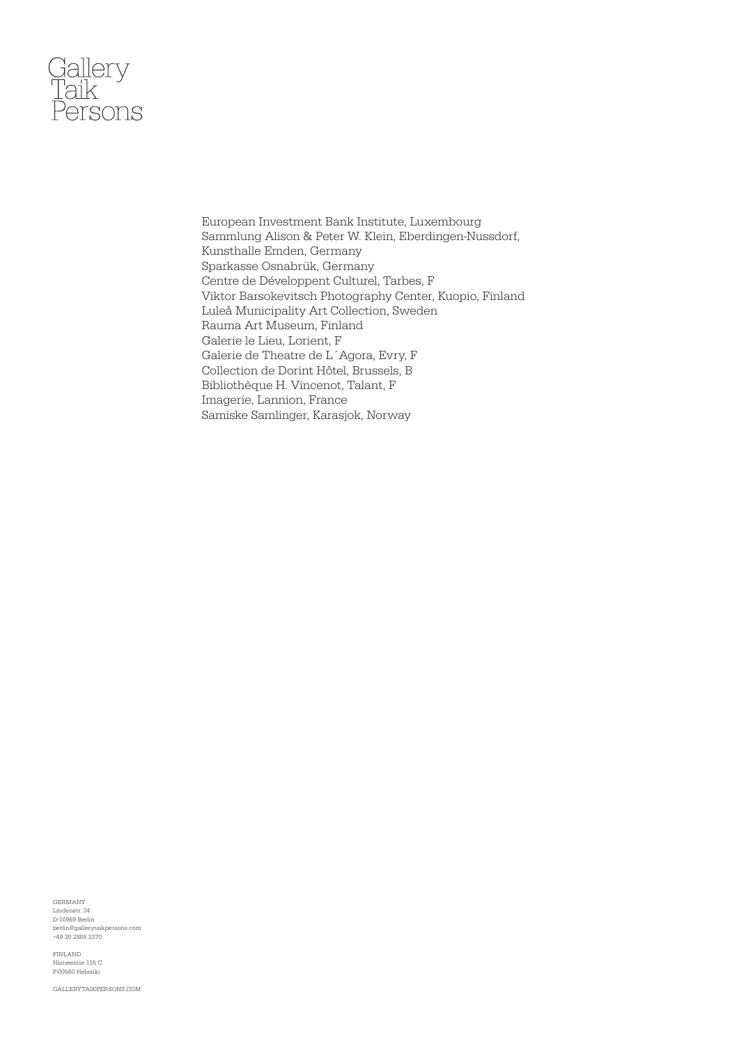European Investment Bank Institute, Luxembourg
Sammlung Alison & Peter W. Klein, Eberdingen-Nussdorf,
Kunsthalle Emden, Germany
Sparkasse Osnabrük, Germany
Centre de Développent Culturel, Tarbes, F
Viktor Barsokevitsch Photography Center, Kuopio, Finland
Luleå Municipality Art Collection, Sweden
Rauma Art Museum, Finland
Galerie le Lieu, Lorient, F
Galerie de Theatre de L´Agora, Evry, F
Collection de Dorint Hôtel, Brussels, B
Bibliothèque H. Vincenot, Talant, F
Imagerie, Lannion, France
Samiske Samlinger, Karasjok, Norway